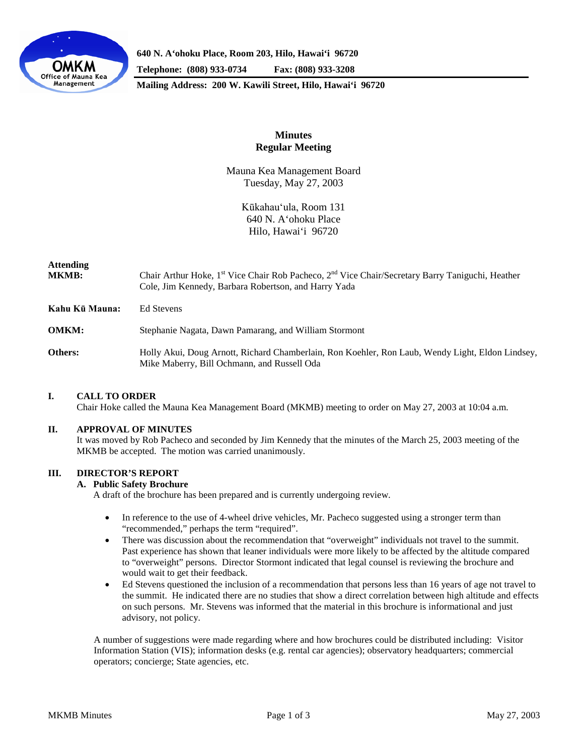640 N. A'ohoku Place, Room 203, Hilo, Hawai'i 96720

Telephone: (808) 933-0734 Fax: (808) 933-3208

Mailing Address: 200 W. Kawili Street, Hilo, Hawai'i 96720

# Minutes
## Regular Meeting

Mauna Kea Management Board
Tuesday, May 27, 2003

Kūkahau'ula, Room 131
640 N. A'ohoku Place
Hilo, Hawai'i 96720

**Attending**

**MKMB:** Chair Arthur Hoke, 1st Vice Chair Rob Pacheco, 2nd Vice Chair/Secretary Barry Taniguchi, Heather Cole, Jim Kennedy, Barbara Robertson, and Harry Yada

**Kahu Kū Mauna:** Ed Stevens

**OMKM:** Stephanie Nagata, Dawn Pamarang, and William Stormont

**Others:** Holly Akui, Doug Arnott, Richard Chamberlain, Ron Koehler, Ron Laub, Wendy Light, Eldon Lindsey, Mike Maberry, Bill Ochmann, and Russell Oda

### I. CALL TO ORDER

Chair Hoke called the Mauna Kea Management Board (MKMB) meeting to order on May 27, 2003 at 10:04 a.m.

### II. APPROVAL OF MINUTES

It was moved by Rob Pacheco and seconded by Jim Kennedy that the minutes of the March 25, 2003 meeting of the MKMB be accepted. The motion was carried unanimously.

### III. DIRECTOR'S REPORT

#### A. Public Safety Brochure

A draft of the brochure has been prepared and is currently undergoing review.

- In reference to the use of 4-wheel drive vehicles, Mr. Pacheco suggested using a stronger term than "recommended," perhaps the term "required".
- There was discussion about the recommendation that "overweight" individuals not travel to the summit. Past experience has shown that leaner individuals were more likely to be affected by the altitude compared to "overweight" persons. Director Stormont indicated that legal counsel is reviewing the brochure and would wait to get their feedback.
- Ed Stevens questioned the inclusion of a recommendation that persons less than 16 years of age not travel to the summit. He indicated there are no studies that show a direct correlation between high altitude and effects on such persons. Mr. Stevens was informed that the material in this brochure is informational and just advisory, not policy.

A number of suggestions were made regarding where and how brochures could be distributed including: Visitor Information Station (VIS); information desks (e.g. rental car agencies); observatory headquarters; commercial operators; concierge; State agencies, etc.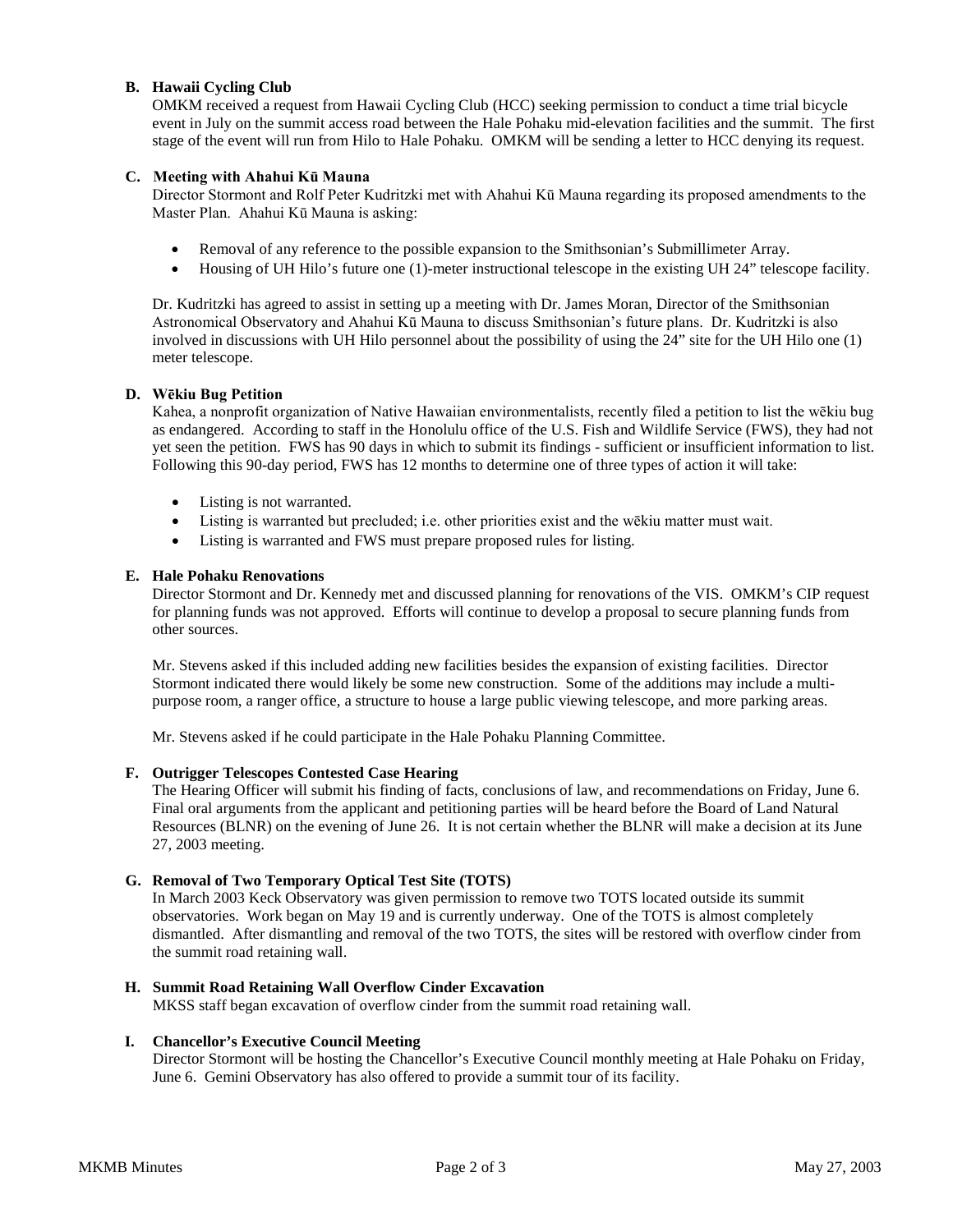**B. Hawaii Cycling Club**

OMKM received a request from Hawaii Cycling Club (HCC) seeking permission to conduct a time trial bicycle event in July on the summit access road between the Hale Pohaku mid-elevation facilities and the summit. The first stage of the event will run from Hilo to Hale Pohaku. OMKM will be sending a letter to HCC denying its request.

**C. Meeting with Ahahui Kū Mauna**

Director Stormont and Rolf Peter Kudritzki met with Ahahui Kū Mauna regarding its proposed amendments to the Master Plan. Ahahui Kū Mauna is asking:

- Removal of any reference to the possible expansion to the Smithsonian's Submillimeter Array.
- Housing of UH Hilo's future one (1)-meter instructional telescope in the existing UH 24" telescope facility.

Dr. Kudritzki has agreed to assist in setting up a meeting with Dr. James Moran, Director of the Smithsonian Astronomical Observatory and Ahahui Kū Mauna to discuss Smithsonian's future plans. Dr. Kudritzki is also involved in discussions with UH Hilo personnel about the possibility of using the 24" site for the UH Hilo one (1) meter telescope.

**D. Wēkiu Bug Petition**

Kahea, a nonprofit organization of Native Hawaiian environmentalists, recently filed a petition to list the wēkiu bug as endangered. According to staff in the Honolulu office of the U.S. Fish and Wildlife Service (FWS), they had not yet seen the petition. FWS has 90 days in which to submit its findings - sufficient or insufficient information to list. Following this 90-day period, FWS has 12 months to determine one of three types of action it will take:

- Listing is not warranted.
- Listing is warranted but precluded; i.e. other priorities exist and the wēkiu matter must wait.
- Listing is warranted and FWS must prepare proposed rules for listing.

**E. Hale Pohaku Renovations**

Director Stormont and Dr. Kennedy met and discussed planning for renovations of the VIS. OMKM's CIP request for planning funds was not approved. Efforts will continue to develop a proposal to secure planning funds from other sources.

Mr. Stevens asked if this included adding new facilities besides the expansion of existing facilities. Director Stormont indicated there would likely be some new construction. Some of the additions may include a multi-purpose room, a ranger office, a structure to house a large public viewing telescope, and more parking areas.

Mr. Stevens asked if he could participate in the Hale Pohaku Planning Committee.

**F. Outrigger Telescopes Contested Case Hearing**

The Hearing Officer will submit his finding of facts, conclusions of law, and recommendations on Friday, June 6. Final oral arguments from the applicant and petitioning parties will be heard before the Board of Land Natural Resources (BLNR) on the evening of June 26. It is not certain whether the BLNR will make a decision at its June 27, 2003 meeting.

**G. Removal of Two Temporary Optical Test Site (TOTS)**

In March 2003 Keck Observatory was given permission to remove two TOTS located outside its summit observatories. Work began on May 19 and is currently underway. One of the TOTS is almost completely dismantled. After dismantling and removal of the two TOTS, the sites will be restored with overflow cinder from the summit road retaining wall.

**H. Summit Road Retaining Wall Overflow Cinder Excavation**

MKSS staff began excavation of overflow cinder from the summit road retaining wall.

**I. Chancellor's Executive Council Meeting**

Director Stormont will be hosting the Chancellor's Executive Council monthly meeting at Hale Pohaku on Friday, June 6. Gemini Observatory has also offered to provide a summit tour of its facility.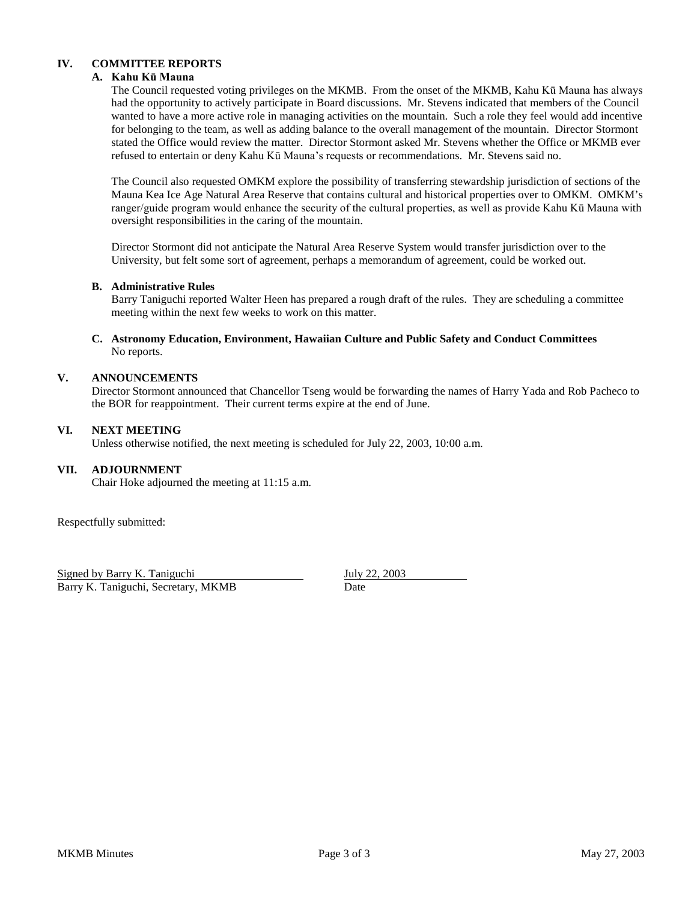## IV. COMMITTEE REPORTS

### A. Kahu Kū Mauna

The Council requested voting privileges on the MKMB. From the onset of the MKMB, Kahu Kū Mauna has always had the opportunity to actively participate in Board discussions. Mr. Stevens indicated that members of the Council wanted to have a more active role in managing activities on the mountain. Such a role they feel would add incentive for belonging to the team, as well as adding balance to the overall management of the mountain. Director Stormont stated the Office would review the matter. Director Stormont asked Mr. Stevens whether the Office or MKMB ever refused to entertain or deny Kahu Kū Mauna's requests or recommendations. Mr. Stevens said no.

The Council also requested OMKM explore the possibility of transferring stewardship jurisdiction of sections of the Mauna Kea Ice Age Natural Area Reserve that contains cultural and historical properties over to OMKM. OMKM's ranger/guide program would enhance the security of the cultural properties, as well as provide Kahu Kū Mauna with oversight responsibilities in the caring of the mountain.

Director Stormont did not anticipate the Natural Area Reserve System would transfer jurisdiction over to the University, but felt some sort of agreement, perhaps a memorandum of agreement, could be worked out.

### B. Administrative Rules

Barry Taniguchi reported Walter Heen has prepared a rough draft of the rules. They are scheduling a committee meeting within the next few weeks to work on this matter.

### C. Astronomy Education, Environment, Hawaiian Culture and Public Safety and Conduct Committees

No reports.

## V. ANNOUNCEMENTS

Director Stormont announced that Chancellor Tseng would be forwarding the names of Harry Yada and Rob Pacheco to the BOR for reappointment. Their current terms expire at the end of June.

## VI. NEXT MEETING

Unless otherwise notified, the next meeting is scheduled for July 22, 2003, 10:00 a.m.

## VII. ADJOURNMENT

Chair Hoke adjourned the meeting at 11:15 a.m.

Respectfully submitted:

Signed by Barry K. Taniguchi — July 22, 2003

Barry K. Taniguchi, Secretary, MKMB — Date